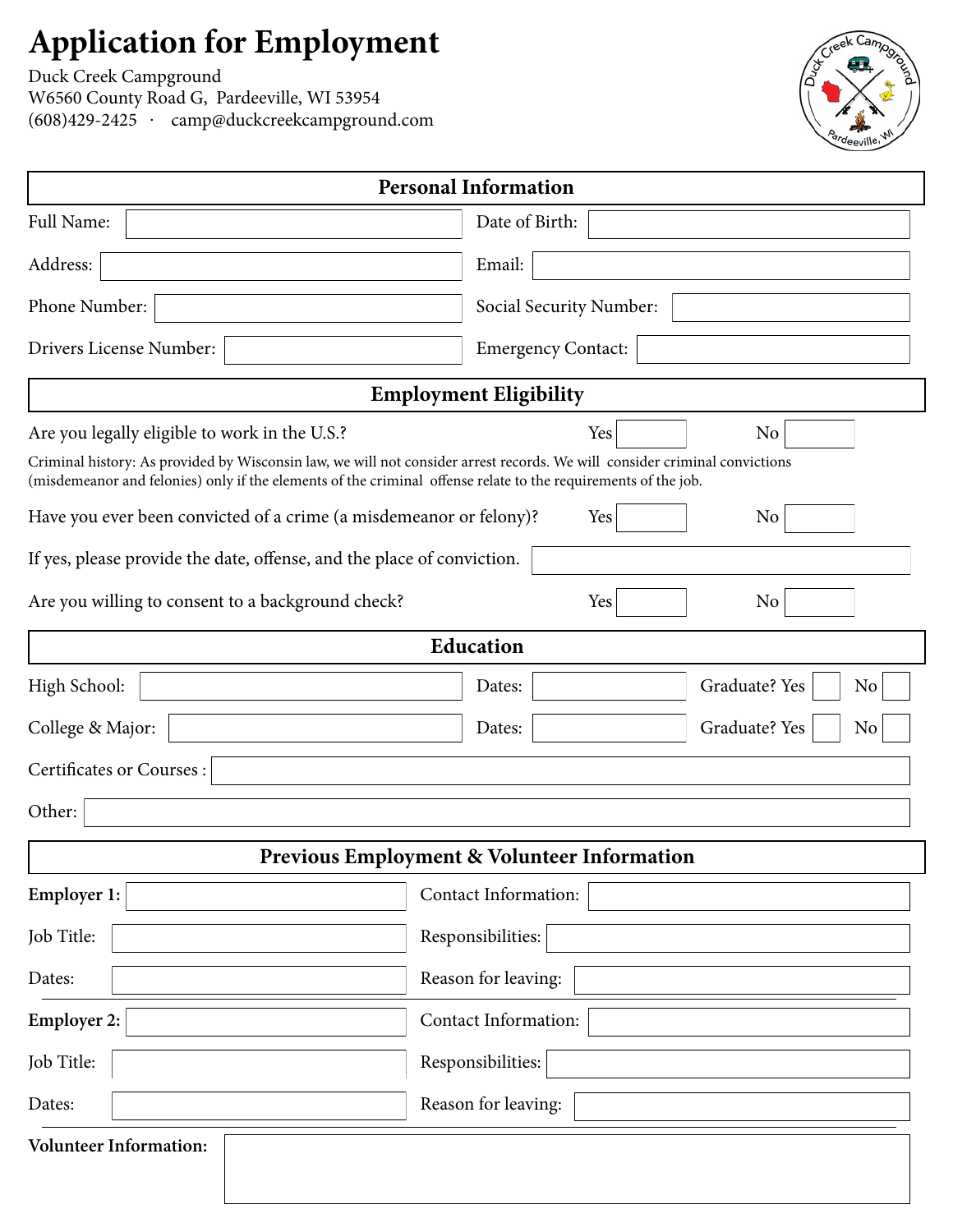# Application for Employment

Duck Creek Campground
W6560 County Road G, Pardeeville, WI 53954
(608)429-2425 · camp@duckcreekcampground.com

## Personal Information

| | | | |
|---|---|---|---|
| Full Name: | | Date of Birth: | |
| Address: | | Email: | |
| Phone Number: | | Social Security Number: | |
| Drivers License Number: | | Emergency Contact: | |

## Employment Eligibility

Are you legally eligible to work in the U.S.? Yes ☐ No ☐

Criminal history: As provided by Wisconsin law, we will not consider arrest records. We will consider criminal convictions (misdemeanor and felonies) only if the elements of the criminal offense relate to the requirements of the job.

Have you ever been convicted of a crime (a misdemeanor or felony)? Yes ☐ No ☐

If yes, please provide the date, offense, and the place of conviction. ______

Are you willing to consent to a background check? Yes ☐ No ☐

## Education

| | | | | | |
|---|---|---|---|---|---|
| High School: | | Dates: | | Graduate? Yes ☐ | No ☐ |
| College & Major: | | Dates: | | Graduate? Yes ☐ | No ☐ |

Certificates or Courses : ______

Other: ______

## Previous Employment & Volunteer Information

| | | | |
|---|---|---|---|
| **Employer 1:** | | Contact Information: | |
| Job Title: | | Responsibilities: | |
| Dates: | | Reason for leaving: | |
| **Employer 2:** | | Contact Information: | |
| Job Title: | | Responsibilities: | |
| Dates: | | Reason for leaving: | |

**Volunteer Information:** ______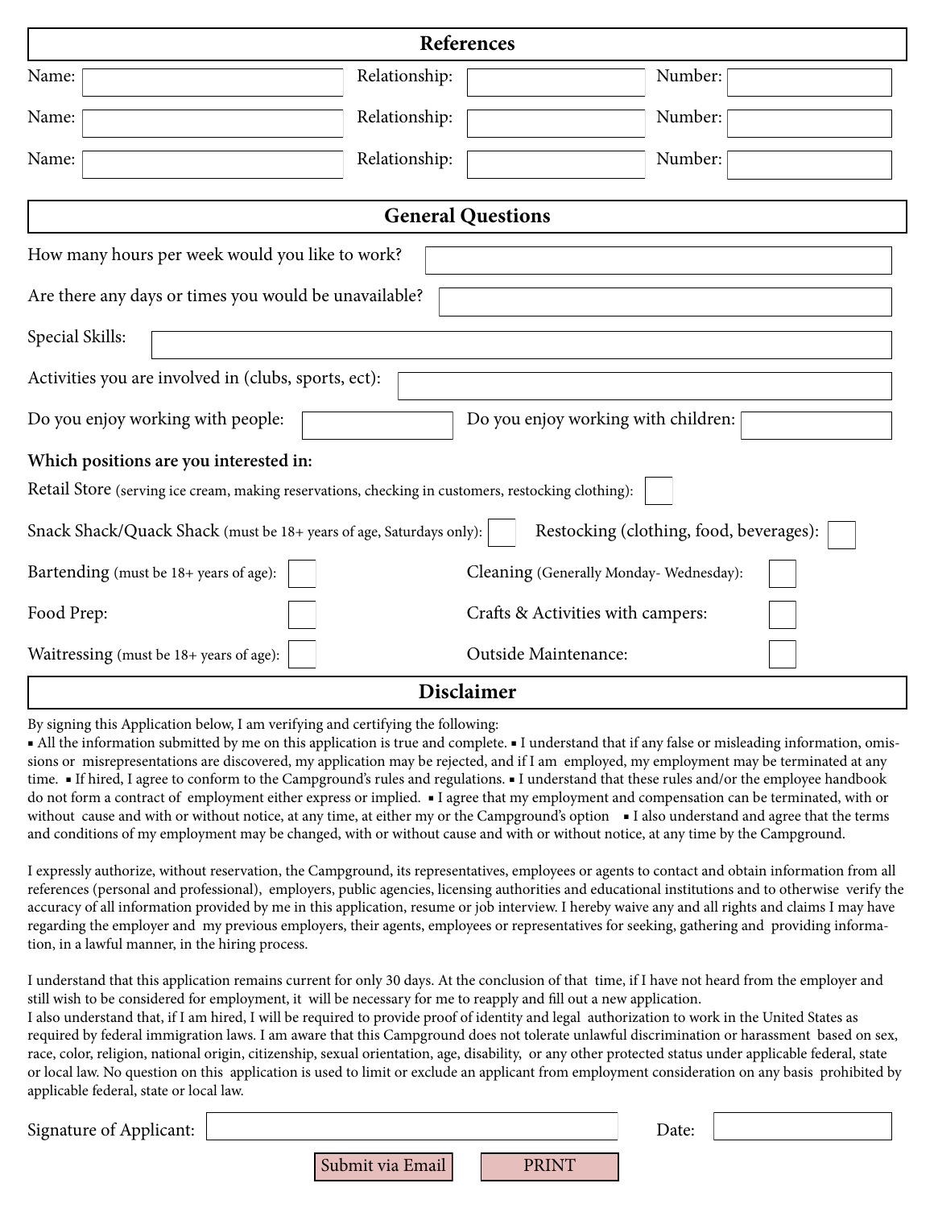## References

Name: Relationship: Number:

Name: Relationship: Number:

Name: Relationship: Number:

## General Questions

How many hours per week would you like to work?

Are there any days or times you would be unavailable?

Special Skills:

Activities you are involved in (clubs, sports, ect):

Do you enjoy working with people: Do you enjoy working with children:

**Which positions are you interested in:**

Retail Store (serving ice cream, making reservations, checking in customers, restocking clothing):

Snack Shack/Quack Shack (must be 18+ years of age, Saturdays only): Restocking (clothing, food, beverages):

Bartending (must be 18+ years of age): Cleaning (Generally Monday- Wednesday):

Food Prep: Crafts & Activities with campers:

Waitressing (must be 18+ years of age): Outside Maintenance:

## Disclaimer

By signing this Application below, I am verifying and certifying the following:

▪ All the information submitted by me on this application is true and complete. ▪ I understand that if any false or misleading information, omissions or misrepresentations are discovered, my application may be rejected, and if I am employed, my employment may be terminated at any time. ▪ If hired, I agree to conform to the Campground's rules and regulations. ▪ I understand that these rules and/or the employee handbook do not form a contract of employment either express or implied. ▪ I agree that my employment and compensation can be terminated, with or without cause and with or without notice, at any time, at either my or the Campground's option ▪ I also understand and agree that the terms and conditions of my employment may be changed, with or without cause and with or without notice, at any time by the Campground.

I expressly authorize, without reservation, the Campground, its representatives, employees or agents to contact and obtain information from all references (personal and professional), employers, public agencies, licensing authorities and educational institutions and to otherwise verify the accuracy of all information provided by me in this application, resume or job interview. I hereby waive any and all rights and claims I may have regarding the employer and my previous employers, their agents, employees or representatives for seeking, gathering and providing information, in a lawful manner, in the hiring process.

I understand that this application remains current for only 30 days. At the conclusion of that time, if I have not heard from the employer and still wish to be considered for employment, it will be necessary for me to reapply and fill out a new application.
I also understand that, if I am hired, I will be required to provide proof of identity and legal authorization to work in the United States as required by federal immigration laws. I am aware that this Campground does not tolerate unlawful discrimination or harassment based on sex, race, color, religion, national origin, citizenship, sexual orientation, age, disability, or any other protected status under applicable federal, state or local law. No question on this application is used to limit or exclude an applicant from employment consideration on any basis prohibited by applicable federal, state or local law.

Signature of Applicant: Date:

Submit via Email PRINT